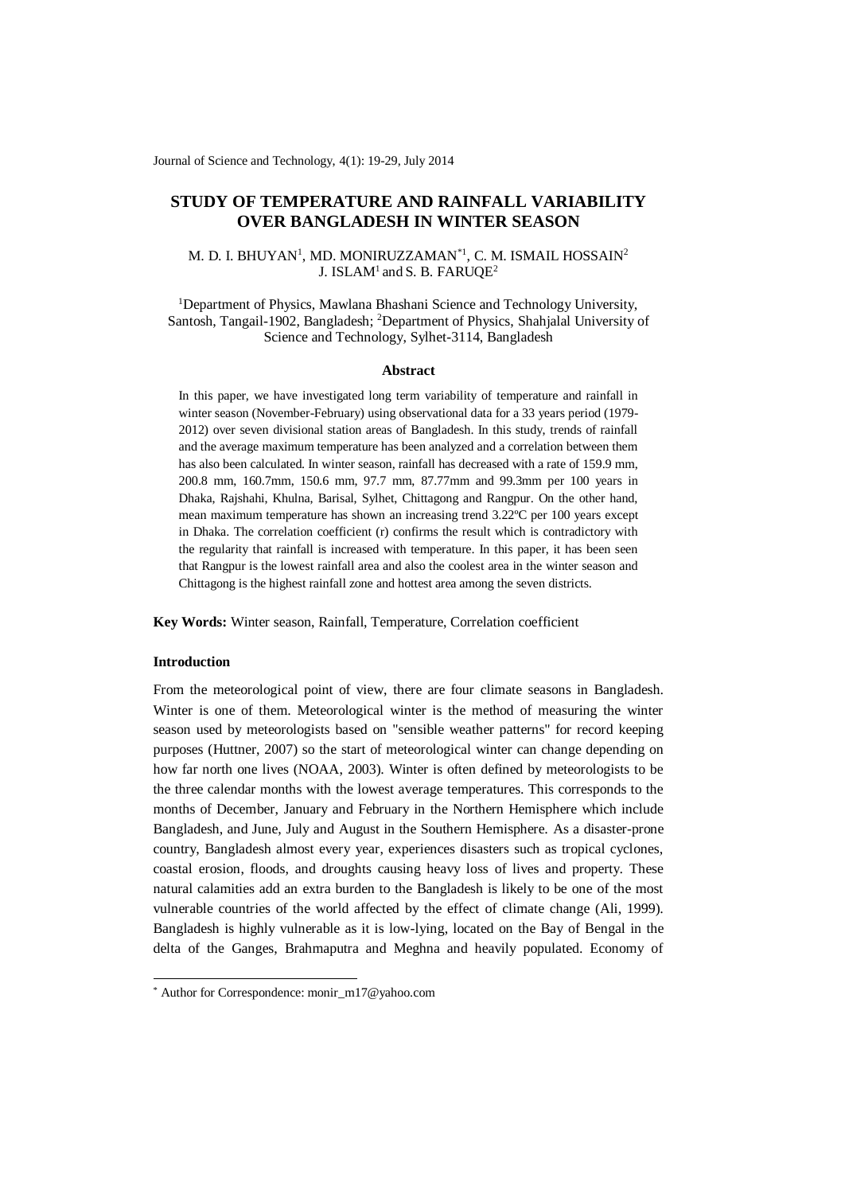# STUDY OF TEMPERATURE AND RAINFALL VARIABILITY OVER BANGLADESH IN WINTER SEASON

M. D. I. BHUYAN[1], MD. MONIRUZZAMAN[*1], C. M. ISMAIL HOSSAIN[2]
J. ISLAM[1] and S. B. FARUQE[2]

[1]Department of Physics, Mawlana Bhashani Science and Technology University, Santosh, Tangail-1902, Bangladesh; [2]Department of Physics, Shahjalal University of Science and Technology, Sylhet-3114, Bangladesh

### Abstract

In this paper, we have investigated long term variability of temperature and rainfall in winter season (November-February) using observational data for a 33 years period (1979-2012) over seven divisional station areas of Bangladesh. In this study, trends of rainfall and the average maximum temperature has been analyzed and a correlation between them has also been calculated. In winter season, rainfall has decreased with a rate of 159.9 mm, 200.8 mm, 160.7mm, 150.6 mm, 97.7 mm, 87.77mm and 99.3mm per 100 years in Dhaka, Rajshahi, Khulna, Barisal, Sylhet, Chittagong and Rangpur. On the other hand, mean maximum temperature has shown an increasing trend 3.22ºC per 100 years except in Dhaka. The correlation coefficient (r) confirms the result which is contradictory with the regularity that rainfall is increased with temperature. In this paper, it has been seen that Rangpur is the lowest rainfall area and also the coolest area in the winter season and Chittagong is the highest rainfall zone and hottest area among the seven districts.

**Key Words:** Winter season, Rainfall, Temperature, Correlation coefficient

### Introduction

From the meteorological point of view, there are four climate seasons in Bangladesh. Winter is one of them. Meteorological winter is the method of measuring the winter season used by meteorologists based on "sensible weather patterns" for record keeping purposes (Huttner, 2007) so the start of meteorological winter can change depending on how far north one lives (NOAA, 2003). Winter is often defined by meteorologists to be the three calendar months with the lowest average temperatures. This corresponds to the months of December, January and February in the Northern Hemisphere which include Bangladesh, and June, July and August in the Southern Hemisphere. As a disaster-prone country, Bangladesh almost every year, experiences disasters such as tropical cyclones, coastal erosion, floods, and droughts causing heavy loss of lives and property. These natural calamities add an extra burden to the Bangladesh is likely to be one of the most vulnerable countries of the world affected by the effect of climate change (Ali, 1999). Bangladesh is highly vulnerable as it is low-lying, located on the Bay of Bengal in the delta of the Ganges, Brahmaputra and Meghna and heavily populated. Economy of

---

[*] Author for Correspondence: monir_m17@yahoo.com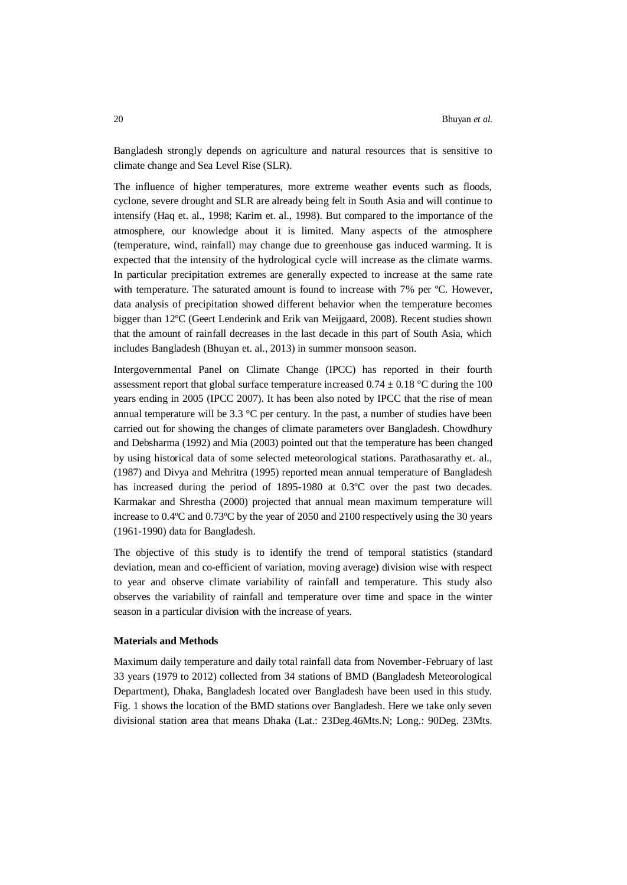Bangladesh strongly depends on agriculture and natural resources that is sensitive to climate change and Sea Level Rise (SLR).

The influence of higher temperatures, more extreme weather events such as floods, cyclone, severe drought and SLR are already being felt in South Asia and will continue to intensify (Haq et. al., 1998; Karim et. al., 1998). But compared to the importance of the atmosphere, our knowledge about it is limited. Many aspects of the atmosphere (temperature, wind, rainfall) may change due to greenhouse gas induced warming. It is expected that the intensity of the hydrological cycle will increase as the climate warms. In particular precipitation extremes are generally expected to increase at the same rate with temperature. The saturated amount is found to increase with 7% per ºC. However, data analysis of precipitation showed different behavior when the temperature becomes bigger than 12ºC (Geert Lenderink and Erik van Meijgaard, 2008). Recent studies shown that the amount of rainfall decreases in the last decade in this part of South Asia, which includes Bangladesh (Bhuyan et. al., 2013) in summer monsoon season.

Intergovernmental Panel on Climate Change (IPCC) has reported in their fourth assessment report that global surface temperature increased $0.74 \pm 0.18$ °C during the 100 years ending in 2005 (IPCC 2007). It has been also noted by IPCC that the rise of mean annual temperature will be 3.3 °C per century. In the past, a number of studies have been carried out for showing the changes of climate parameters over Bangladesh. Chowdhury and Debsharma (1992) and Mia (2003) pointed out that the temperature has been changed by using historical data of some selected meteorological stations. Parathasarathy et. al., (1987) and Divya and Mehritra (1995) reported mean annual temperature of Bangladesh has increased during the period of 1895-1980 at 0.3ºC over the past two decades. Karmakar and Shrestha (2000) projected that annual mean maximum temperature will increase to 0.4ºC and 0.73ºC by the year of 2050 and 2100 respectively using the 30 years (1961-1990) data for Bangladesh.

The objective of this study is to identify the trend of temporal statistics (standard deviation, mean and co-efficient of variation, moving average) division wise with respect to year and observe climate variability of rainfall and temperature. This study also observes the variability of rainfall and temperature over time and space in the winter season in a particular division with the increase of years.

**Materials and Methods**

Maximum daily temperature and daily total rainfall data from November-February of last 33 years (1979 to 2012) collected from 34 stations of BMD (Bangladesh Meteorological Department), Dhaka, Bangladesh located over Bangladesh have been used in this study. Fig. 1 shows the location of the BMD stations over Bangladesh. Here we take only seven divisional station area that means Dhaka (Lat.: 23Deg.46Mts.N; Long.: 90Deg. 23Mts.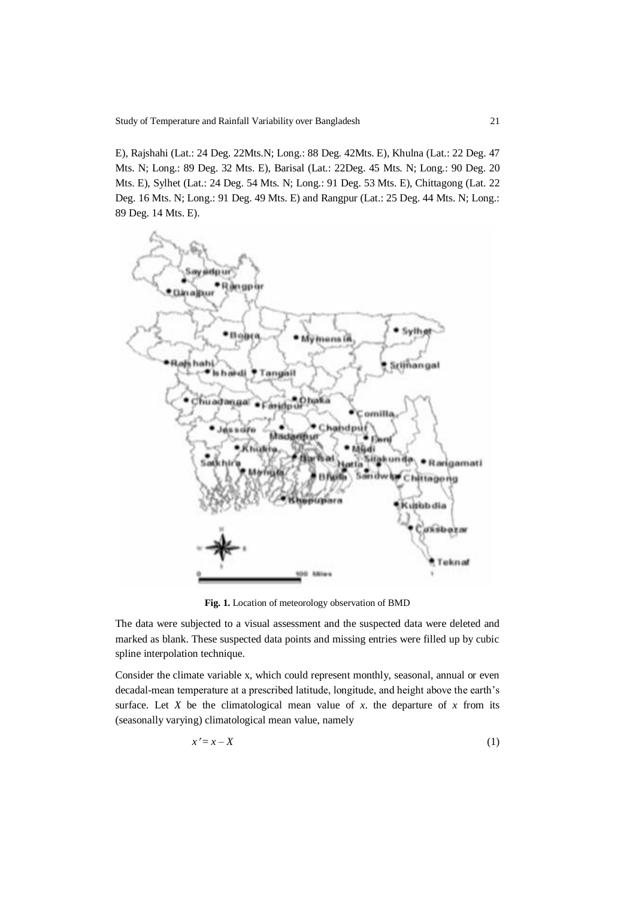E), Rajshahi (Lat.: 24 Deg. 22Mts.N; Long.: 88 Deg. 42Mts. E), Khulna (Lat.: 22 Deg. 47 Mts. N; Long.: 89 Deg. 32 Mts. E), Barisal (Lat.: 22Deg. 45 Mts. N; Long.: 90 Deg. 20 Mts. E), Sylhet (Lat.: 24 Deg. 54 Mts. N; Long.: 91 Deg. 53 Mts. E), Chittagong (Lat. 22 Deg. 16 Mts. N; Long.: 91 Deg. 49 Mts. E) and Rangpur (Lat.: 25 Deg. 44 Mts. N; Long.: 89 Deg. 14 Mts. E).

**Fig. 1.** Location of meteorology observation of BMD

The data were subjected to a visual assessment and the suspected data were deleted and marked as blank. These suspected data points and missing entries were filled up by cubic spline interpolation technique.

Consider the climate variable x, which could represent monthly, seasonal, annual or even decadal-mean temperature at a prescribed latitude, longitude, and height above the earth's surface. Let $X$ be the climatological mean value of $x$. the departure of $x$ from its (seasonally varying) climatological mean value, namely

$$x' = x - X \tag{1}$$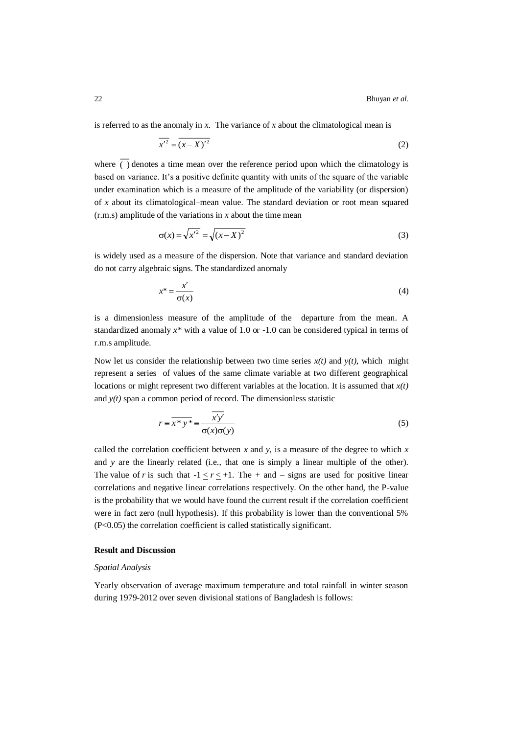is referred to as the anomaly in *x*. The variance of *x* about the climatological mean is

$$\overline{x'^2} = \overline{(x - X)'^2} \tag{2}$$

where $\overline{(\ )}$ denotes a time mean over the reference period upon which the climatology is based on variance. It's a positive definite quantity with units of the square of the variable under examination which is a measure of the amplitude of the variability (or dispersion) of *x* about its climatological–mean value. The standard deviation or root mean squared (r.m.s) amplitude of the variations in *x* about the time mean

$$\sigma(x) = \sqrt{\overline{x'^2}} = \sqrt{\overline{(x - X)^2}} \tag{3}$$

is widely used as a measure of the dispersion. Note that variance and standard deviation do not carry algebraic signs. The standardized anomaly

$$x^* = \frac{x'}{\sigma(x)} \tag{4}$$

is a dimensionless measure of the amplitude of the departure from the mean. A standardized anomaly $x^*$ with a value of 1.0 or -1.0 can be considered typical in terms of r.m.s amplitude.

Now let us consider the relationship between two time series $x(t)$ and $y(t)$, which might represent a series of values of the same climate variable at two different geographical locations or might represent two different variables at the location. It is assumed that $x(t)$ and $y(t)$ span a common period of record. The dimensionless statistic

$$r \equiv \overline{x^* y^*} \equiv \frac{\overline{x'y'}}{\sigma(x)\sigma(y)} \tag{5}$$

called the correlation coefficient between *x* and *y*, is a measure of the degree to which *x* and *y* are the linearly related (i.e., that one is simply a linear multiple of the other). The value of *r* is such that $-1 \leq r \leq +1$. The + and – signs are used for positive linear correlations and negative linear correlations respectively. On the other hand, the P-value is the probability that we would have found the current result if the correlation coefficient were in fact zero (null hypothesis). If this probability is lower than the conventional 5% ($P<0.05$) the correlation coefficient is called statistically significant.

**Result and Discussion**

*Spatial Analysis*

Yearly observation of average maximum temperature and total rainfall in winter season during 1979-2012 over seven divisional stations of Bangladesh is follows: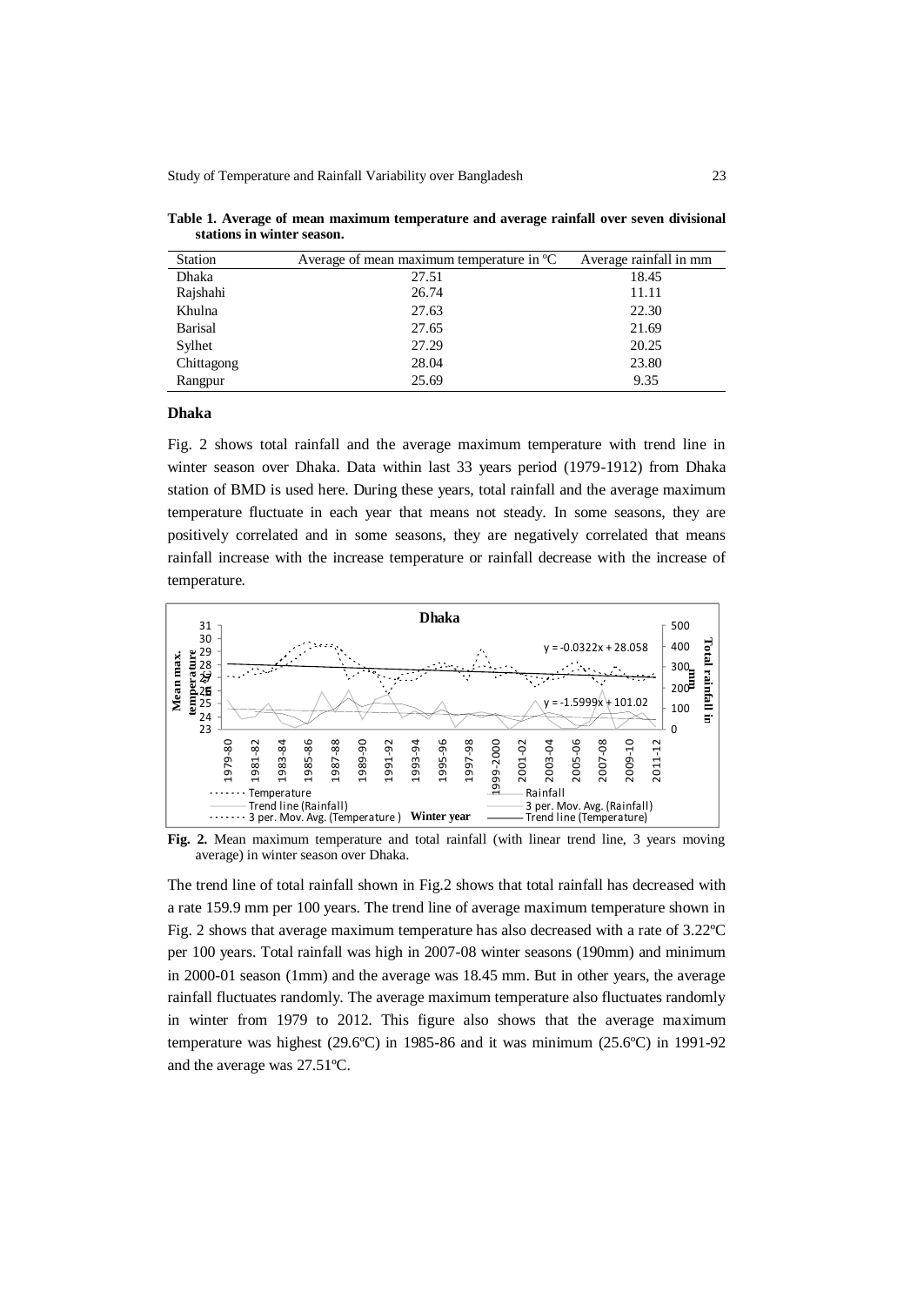**Table 1. Average of mean maximum temperature and average rainfall over seven divisional stations in winter season.**

| Station | Average of mean maximum temperature in ºC | Average rainfall in mm |
|---|---|---|
| Dhaka | 27.51 | 18.45 |
| Rajshahi | 26.74 | 11.11 |
| Khulna | 27.63 | 22.30 |
| Barisal | 27.65 | 21.69 |
| Sylhet | 27.29 | 20.25 |
| Chittagong | 28.04 | 23.80 |
| Rangpur | 25.69 | 9.35 |

### Dhaka

Fig. 2 shows total rainfall and the average maximum temperature with trend line in winter season over Dhaka. Data within last 33 years period (1979-1912) from Dhaka station of BMD is used here. During these years, total rainfall and the average maximum temperature fluctuate in each year that means not steady. In some seasons, they are positively correlated and in some seasons, they are negatively correlated that means rainfall increase with the increase temperature or rainfall decrease with the increase of temperature.

**Fig. 2.** Mean maximum temperature and total rainfall (with linear trend line, 3 years moving average) in winter season over Dhaka.

The trend line of total rainfall shown in Fig.2 shows that total rainfall has decreased with a rate 159.9 mm per 100 years. The trend line of average maximum temperature shown in Fig. 2 shows that average maximum temperature has also decreased with a rate of 3.22ºC per 100 years. Total rainfall was high in 2007-08 winter seasons (190mm) and minimum in 2000-01 season (1mm) and the average was 18.45 mm. But in other years, the average rainfall fluctuates randomly. The average maximum temperature also fluctuates randomly in winter from 1979 to 2012. This figure also shows that the average maximum temperature was highest (29.6ºC) in 1985-86 and it was minimum (25.6ºC) in 1991-92 and the average was 27.51ºC.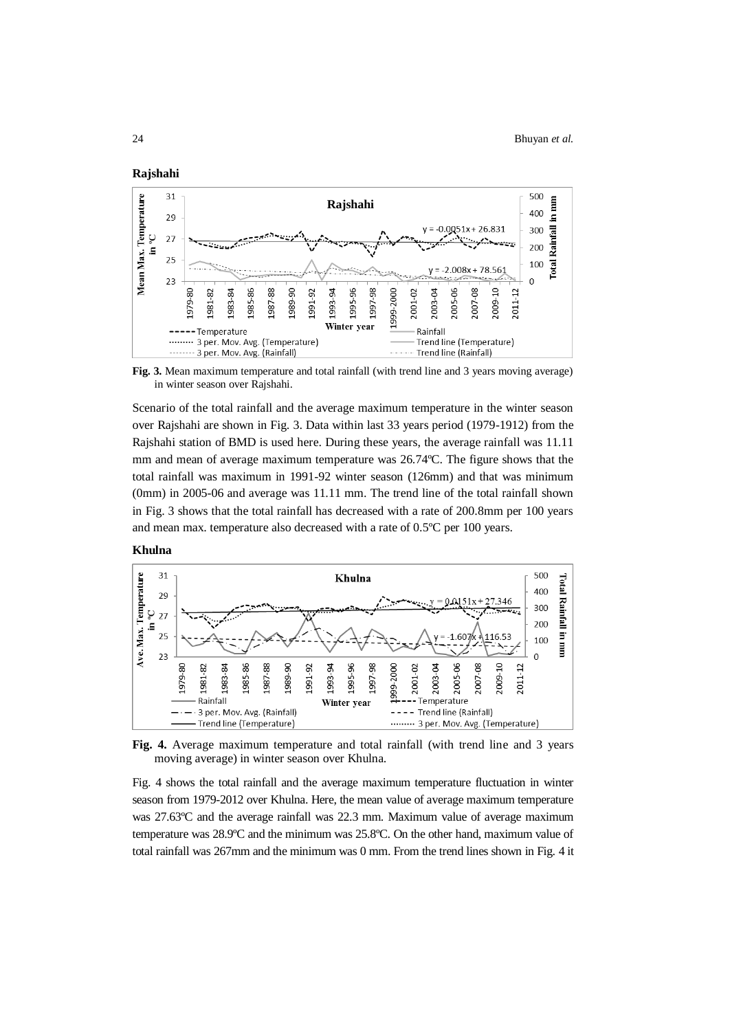**Rajshahi**

**Fig. 3.** Mean maximum temperature and total rainfall (with trend line and 3 years moving average) in winter season over Rajshahi.

Scenario of the total rainfall and the average maximum temperature in the winter season over Rajshahi are shown in Fig. 3. Data within last 33 years period (1979-1912) from the Rajshahi station of BMD is used here. During these years, the average rainfall was 11.11 mm and mean of average maximum temperature was 26.74ºC. The figure shows that the total rainfall was maximum in 1991-92 winter season (126mm) and that was minimum (0mm) in 2005-06 and average was 11.11 mm. The trend line of the total rainfall shown in Fig. 3 shows that the total rainfall has decreased with a rate of 200.8mm per 100 years and mean max. temperature also decreased with a rate of 0.5ºC per 100 years.

**Khulna**

**Fig. 4.** Average maximum temperature and total rainfall (with trend line and 3 years moving average) in winter season over Khulna.

Fig. 4 shows the total rainfall and the average maximum temperature fluctuation in winter season from 1979-2012 over Khulna. Here, the mean value of average maximum temperature was 27.63ºC and the average rainfall was 22.3 mm. Maximum value of average maximum temperature was 28.9ºC and the minimum was 25.8ºC. On the other hand, maximum value of total rainfall was 267mm and the minimum was 0 mm. From the trend lines shown in Fig. 4 it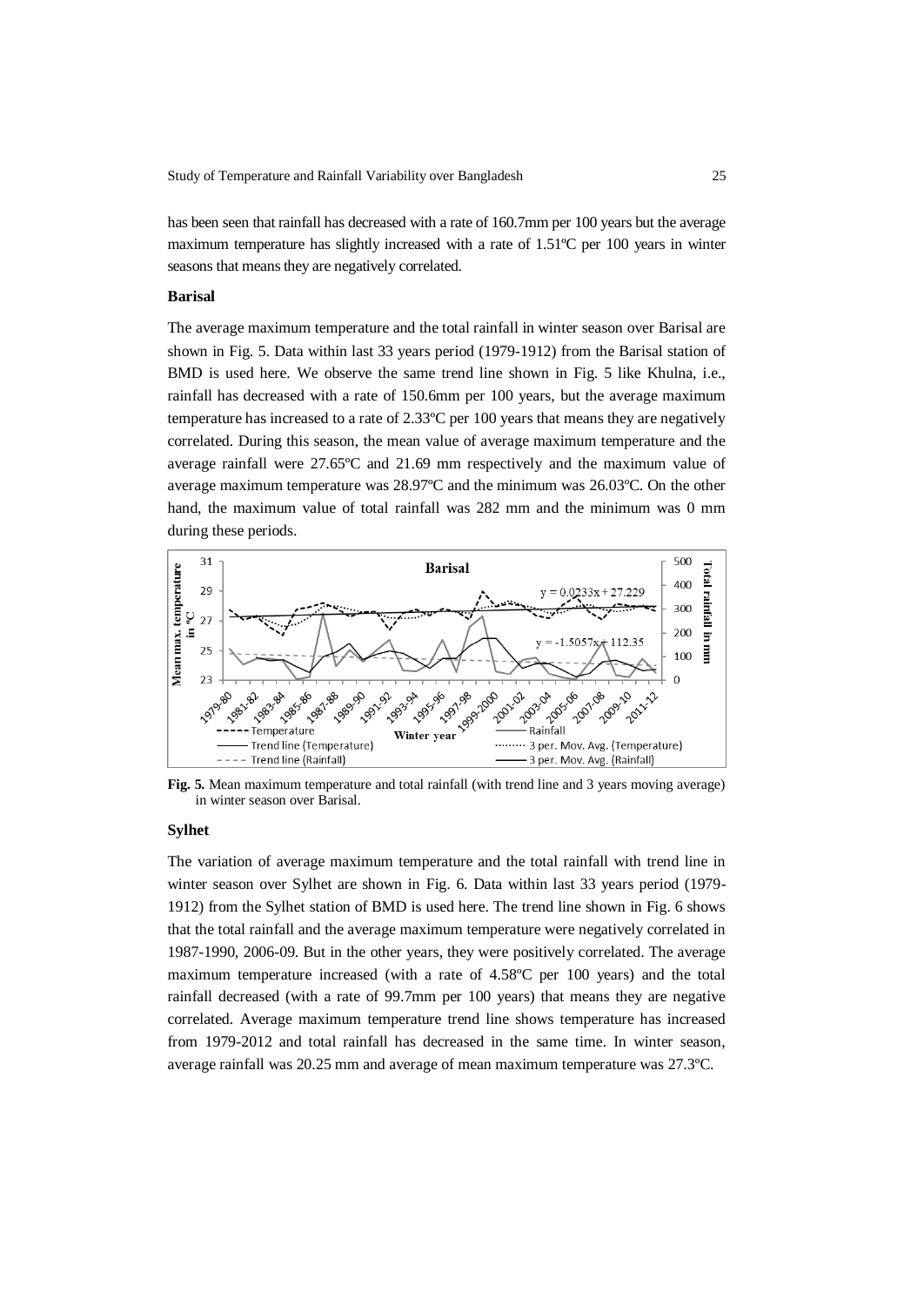has been seen that rainfall has decreased with a rate of 160.7mm per 100 years but the average maximum temperature has slightly increased with a rate of 1.51ºC per 100 years in winter seasons that means they are negatively correlated.

**Barisal**

The average maximum temperature and the total rainfall in winter season over Barisal are shown in Fig. 5. Data within last 33 years period (1979-1912) from the Barisal station of BMD is used here. We observe the same trend line shown in Fig. 5 like Khulna, i.e., rainfall has decreased with a rate of 150.6mm per 100 years, but the average maximum temperature has increased to a rate of 2.33ºC per 100 years that means they are negatively correlated. During this season, the mean value of average maximum temperature and the average rainfall were 27.65ºC and 21.69 mm respectively and the maximum value of average maximum temperature was 28.97ºC and the minimum was 26.03ºC. On the other hand, the maximum value of total rainfall was 282 mm and the minimum was 0 mm during these periods.

**Fig. 5.** Mean maximum temperature and total rainfall (with trend line and 3 years moving average) in winter season over Barisal.

**Sylhet**

The variation of average maximum temperature and the total rainfall with trend line in winter season over Sylhet are shown in Fig. 6. Data within last 33 years period (1979-1912) from the Sylhet station of BMD is used here. The trend line shown in Fig. 6 shows that the total rainfall and the average maximum temperature were negatively correlated in 1987-1990, 2006-09. But in the other years, they were positively correlated. The average maximum temperature increased (with a rate of 4.58ºC per 100 years) and the total rainfall decreased (with a rate of 99.7mm per 100 years) that means they are negative correlated. Average maximum temperature trend line shows temperature has increased from 1979-2012 and total rainfall has decreased in the same time. In winter season, average rainfall was 20.25 mm and average of mean maximum temperature was 27.3ºC.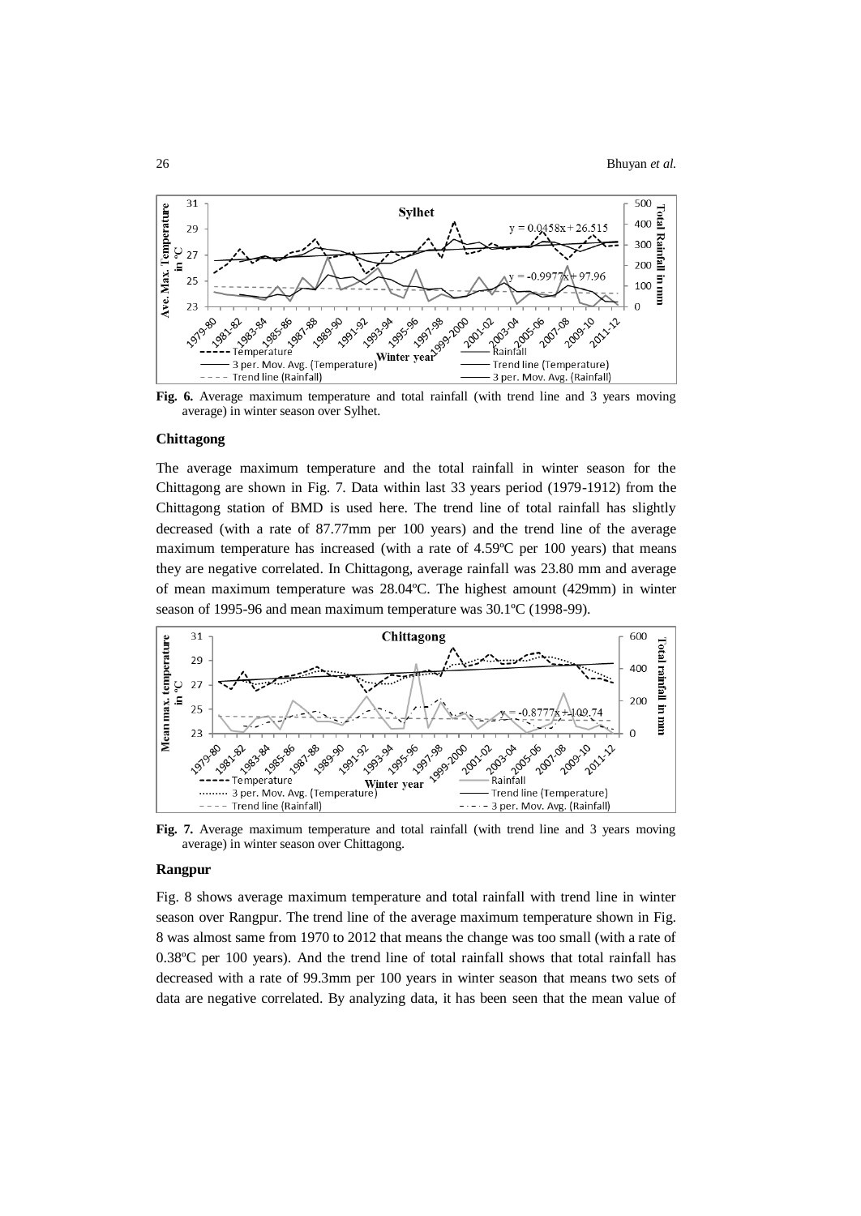**Fig. 6.** Average maximum temperature and total rainfall (with trend line and 3 years moving average) in winter season over Sylhet.

#### Chittagong

The average maximum temperature and the total rainfall in winter season for the Chittagong are shown in Fig. 7. Data within last 33 years period (1979-1912) from the Chittagong station of BMD is used here. The trend line of total rainfall has slightly decreased (with a rate of 87.77mm per 100 years) and the trend line of the average maximum temperature has increased (with a rate of 4.59ºC per 100 years) that means they are negative correlated. In Chittagong, average rainfall was 23.80 mm and average of mean maximum temperature was 28.04ºC. The highest amount (429mm) in winter season of 1995-96 and mean maximum temperature was 30.1ºC (1998-99).

**Fig. 7.** Average maximum temperature and total rainfall (with trend line and 3 years moving average) in winter season over Chittagong.

#### Rangpur

Fig. 8 shows average maximum temperature and total rainfall with trend line in winter season over Rangpur. The trend line of the average maximum temperature shown in Fig. 8 was almost same from 1970 to 2012 that means the change was too small (with a rate of 0.38ºC per 100 years). And the trend line of total rainfall shows that total rainfall has decreased with a rate of 99.3mm per 100 years in winter season that means two sets of data are negative correlated. By analyzing data, it has been seen that the mean value of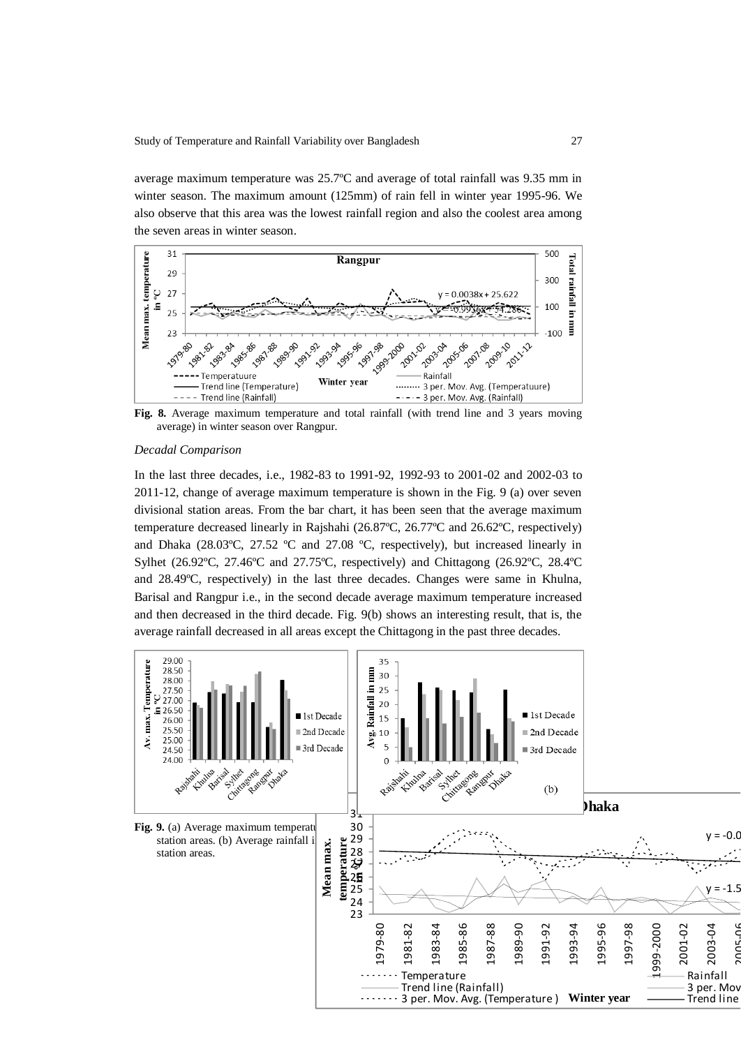average maximum temperature was 25.7ºC and average of total rainfall was 9.35 mm in winter season. The maximum amount (125mm) of rain fell in winter year 1995-96. We also observe that this area was the lowest rainfall region and also the coolest area among the seven areas in winter season.

**Fig. 8.** Average maximum temperature and total rainfall (with trend line and 3 years moving average) in winter season over Rangpur.

*Decadal Comparison*

In the last three decades, i.e., 1982-83 to 1991-92, 1992-93 to 2001-02 and 2002-03 to 2011-12, change of average maximum temperature is shown in the Fig. 9 (a) over seven divisional station areas. From the bar chart, it has been seen that the average maximum temperature decreased linearly in Rajshahi (26.87ºC, 26.77ºC and 26.62ºC, respectively) and Dhaka (28.03ºC, 27.52 ºC and 27.08 ºC, respectively), but increased linearly in Sylhet (26.92ºC, 27.46ºC and 27.75ºC, respectively) and Chittagong (26.92ºC, 28.4ºC and 28.49ºC, respectively) in the last three decades. Changes were same in Khulna, Barisal and Rangpur i.e., in the second decade average maximum temperature increased and then decreased in the third decade. Fig. 9(b) shows an interesting result, that is, the average rainfall decreased in all areas except the Chittagong in the past three decades.

**Fig. 9.** (a) Average maximum temperatu station areas. (b) Average rainfall i station areas.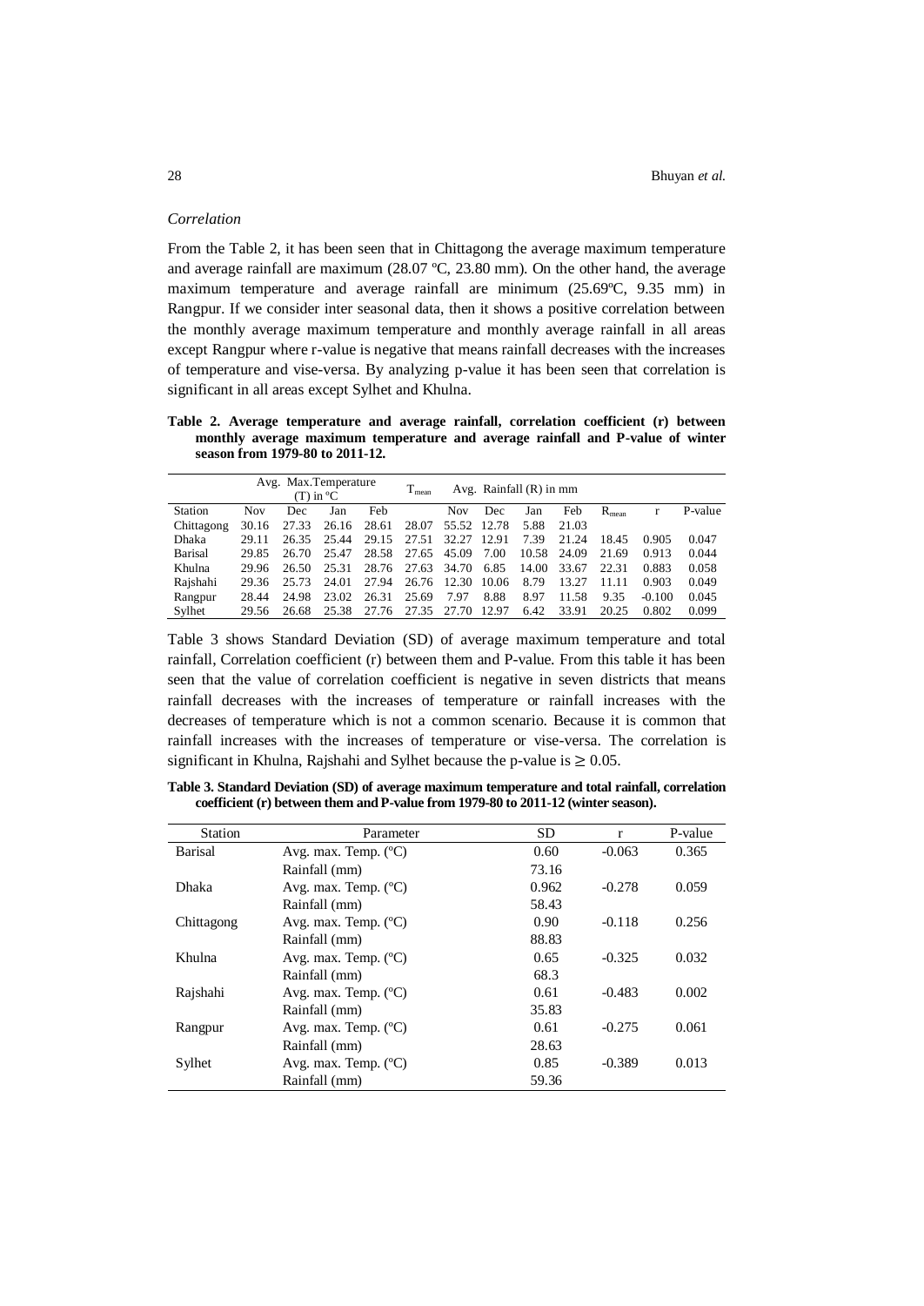*Correlation*

From the Table 2, it has been seen that in Chittagong the average maximum temperature and average rainfall are maximum (28.07 ºC, 23.80 mm). On the other hand, the average maximum temperature and average rainfall are minimum (25.69ºC, 9.35 mm) in Rangpur. If we consider inter seasonal data, then it shows a positive correlation between the monthly average maximum temperature and monthly average rainfall in all areas except Rangpur where r-value is negative that means rainfall decreases with the increases of temperature and vise-versa. By analyzing p-value it has been seen that correlation is significant in all areas except Sylhet and Khulna.

**Table 2. Average temperature and average rainfall, correlation coefficient (r) between monthly average maximum temperature and average rainfall and P-value of winter season from 1979-80 to 2011-12.**

| | Avg. Max.Temperature (T) in ºC | | | | $T_{mean}$ | Avg. Rainfall (R) in mm | | | | | | |
|---|---|---|---|---|---|---|---|---|---|---|---|---|
| Station | Nov | Dec | Jan | Feb | | Nov | Dec | Jan | Feb | $R_{mean}$ | r | P-value |
| Chittagong | 30.16 | 27.33 | 26.16 | 28.61 | 28.07 | 55.52 | 12.78 | 5.88 | 21.03 | | | |
| Dhaka | 29.11 | 26.35 | 25.44 | 29.15 | 27.51 | 32.27 | 12.91 | 7.39 | 21.24 | 18.45 | 0.905 | 0.047 |
| Barisal | 29.85 | 26.70 | 25.47 | 28.58 | 27.65 | 45.09 | 7.00 | 10.58 | 24.09 | 21.69 | 0.913 | 0.044 |
| Khulna | 29.96 | 26.50 | 25.31 | 28.76 | 27.63 | 34.70 | 6.85 | 14.00 | 33.67 | 22.31 | 0.883 | 0.058 |
| Rajshahi | 29.36 | 25.73 | 24.01 | 27.94 | 26.76 | 12.30 | 10.06 | 8.79 | 13.27 | 11.11 | 0.903 | 0.049 |
| Rangpur | 28.44 | 24.98 | 23.02 | 26.31 | 25.69 | 7.97 | 8.88 | 8.97 | 11.58 | 9.35 | -0.100 | 0.045 |
| Sylhet | 29.56 | 26.68 | 25.38 | 27.76 | 27.35 | 27.70 | 12.97 | 6.42 | 33.91 | 20.25 | 0.802 | 0.099 |

Table 3 shows Standard Deviation (SD) of average maximum temperature and total rainfall, Correlation coefficient (r) between them and P-value. From this table it has been seen that the value of correlation coefficient is negative in seven districts that means rainfall decreases with the increases of temperature or rainfall increases with the decreases of temperature which is not a common scenario. Because it is common that rainfall increases with the increases of temperature or vise-versa. The correlation is significant in Khulna, Rajshahi and Sylhet because the p-value is $\geq 0.05$.

**Table 3. Standard Deviation (SD) of average maximum temperature and total rainfall, correlation coefficient (r) between them and P-value from 1979-80 to 2011-12 (winter season).**

| Station | Parameter | SD | r | P-value |
|---|---|---|---|---|
| Barisal | Avg. max. Temp. (ºC) | 0.60 | -0.063 | 0.365 |
| | Rainfall (mm) | 73.16 | | |
| Dhaka | Avg. max. Temp. (ºC) | 0.962 | -0.278 | 0.059 |
| | Rainfall (mm) | 58.43 | | |
| Chittagong | Avg. max. Temp. (ºC) | 0.90 | -0.118 | 0.256 |
| | Rainfall (mm) | 88.83 | | |
| Khulna | Avg. max. Temp. (ºC) | 0.65 | -0.325 | 0.032 |
| | Rainfall (mm) | 68.3 | | |
| Rajshahi | Avg. max. Temp. (ºC) | 0.61 | -0.483 | 0.002 |
| | Rainfall (mm) | 35.83 | | |
| Rangpur | Avg. max. Temp. (ºC) | 0.61 | -0.275 | 0.061 |
| | Rainfall (mm) | 28.63 | | |
| Sylhet | Avg. max. Temp. (ºC) | 0.85 | -0.389 | 0.013 |
| | Rainfall (mm) | 59.36 | | |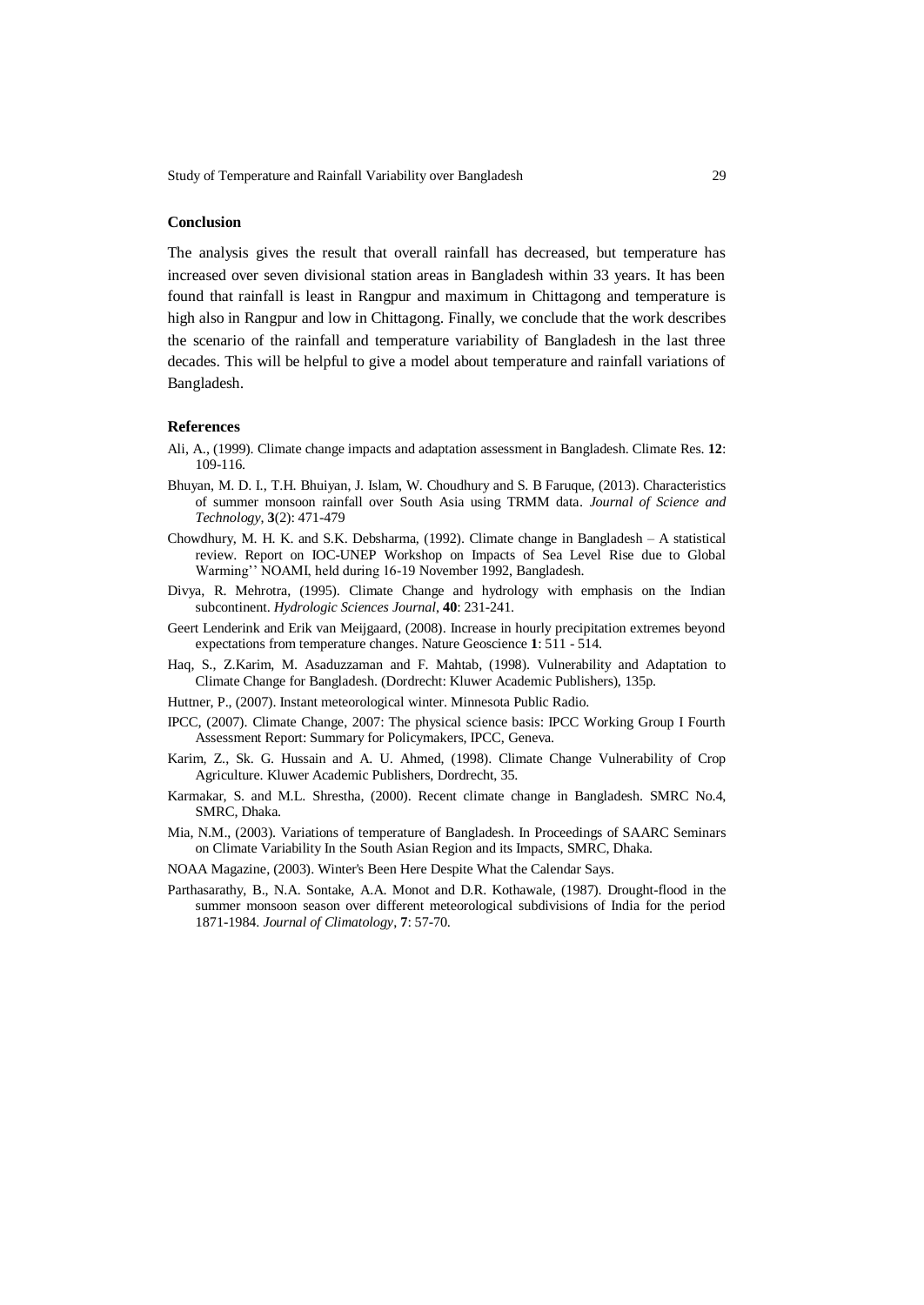## Conclusion

The analysis gives the result that overall rainfall has decreased, but temperature has increased over seven divisional station areas in Bangladesh within 33 years. It has been found that rainfall is least in Rangpur and maximum in Chittagong and temperature is high also in Rangpur and low in Chittagong. Finally, we conclude that the work describes the scenario of the rainfall and temperature variability of Bangladesh in the last three decades. This will be helpful to give a model about temperature and rainfall variations of Bangladesh.

## References

Ali, A., (1999). Climate change impacts and adaptation assessment in Bangladesh. Climate Res. **12**: 109-116.

Bhuyan, M. D. I., T.H. Bhuiyan, J. Islam, W. Choudhury and S. B Faruque, (2013). Characteristics of summer monsoon rainfall over South Asia using TRMM data. *Journal of Science and Technology*, **3**(2): 471-479

Chowdhury, M. H. K. and S.K. Debsharma, (1992). Climate change in Bangladesh – A statistical review. Report on IOC-UNEP Workshop on Impacts of Sea Level Rise due to Global Warming'' NOAMI, held during 16-19 November 1992, Bangladesh.

Divya, R. Mehrotra, (1995). Climate Change and hydrology with emphasis on the Indian subcontinent. *Hydrologic Sciences Journal*, **40**: 231-241.

Geert Lenderink and Erik van Meijgaard, (2008). Increase in hourly precipitation extremes beyond expectations from temperature changes. Nature Geoscience **1**: 511 - 514.

Haq, S., Z.Karim, M. Asaduzzaman and F. Mahtab, (1998). Vulnerability and Adaptation to Climate Change for Bangladesh. (Dordrecht: Kluwer Academic Publishers), 135p.

Huttner, P., (2007). Instant meteorological winter. Minnesota Public Radio.

IPCC, (2007). Climate Change, 2007: The physical science basis: IPCC Working Group I Fourth Assessment Report: Summary for Policymakers, IPCC, Geneva.

Karim, Z., Sk. G. Hussain and A. U. Ahmed, (1998). Climate Change Vulnerability of Crop Agriculture. Kluwer Academic Publishers, Dordrecht, 35.

Karmakar, S. and M.L. Shrestha, (2000). Recent climate change in Bangladesh. SMRC No.4, SMRC, Dhaka.

Mia, N.M., (2003). Variations of temperature of Bangladesh. In Proceedings of SAARC Seminars on Climate Variability In the South Asian Region and its Impacts, SMRC, Dhaka.

NOAA Magazine, (2003). Winter's Been Here Despite What the Calendar Says.

Parthasarathy, B., N.A. Sontake, A.A. Monot and D.R. Kothawale, (1987). Drought-flood in the summer monsoon season over different meteorological subdivisions of India for the period 1871-1984. *Journal of Climatology*, **7**: 57-70.